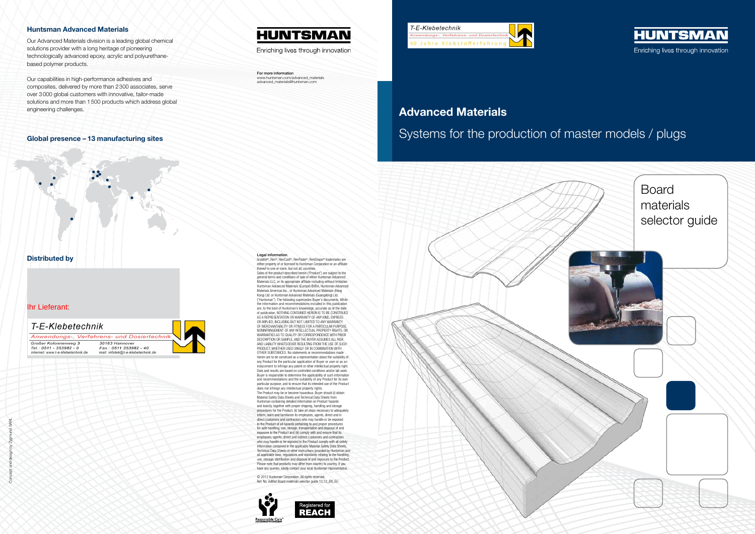## Huntsman Advanced Materials

Our Advanced Materials division is a leading global chemical solutions provider with a long heritage of pioneering technologically advanced epoxy, acrylic and polyurethane-based polymer products.

Our capabilities in high-performance adhesives and composites, delivered by more than 2300 associates, serve over 3000 global customers with innovative, tailor-made solutions and more than 1500 products which address global engineering challenges.

### Global presence – 13 manufacturing sites

### Distributed by

Ihr Lieferant:

*T-E-Klebetechnik*

*Anwendungs-, Verfahrens- und Dosiertechnik*

*Großer Kolonnenweg 3* — *30163 Hannover*
*Tel.: 0511 - 353982 - 0* — *Fax.: 0511 353982 - 40*
*internet: www.t-e-klebetechnik.de* — *mail: infotek@t-e-klebetechnik.de*

Concept and design by Zygmund SARL

**HUNTSMAN**

Enriching lives through innovation

**For more information**
www.huntsman.com/advanced_materials
advanced_materials@huntsman.com

**Legal information**
Araldite®, Ren®, RenCast®, RenPaste®, RenShape® trademarks are either property of or licensed to Huntsman Corporation or an affiliate thereof in one or more, but not all, countries.
Sales of the product described herein ("Product") are subject to the general terms and conditions of sale of either Huntsman Advanced Materials LLC, or its appropriate affiliate including without limitation Huntsman Advanced Materials (Europe) BVBA, Huntsman Advanced Materials Americas Inc., or Huntsman Advanced Materials (Hong Kong) Ltd. or Huntsman Advanced Materials (Guangdong) Ltd. ("Huntsman"). The following supercedes Buyer's documents. While the information and recommendations included in this publication are, to the best of Huntsman's knowledge, accurate as of the date of publication, NOTHING CONTAINED HEREIN IS TO BE CONSTRUED AS A REPRESENTATION OR WARRANTY OF ANY KIND, EXPRESS OR IMPLIED, INCLUDING BUT NOT LIMITED TO ANY WARRANTY OF MERCHANTABILITY OR FITNESS FOR A PARTICULAR PURPOSE, NONINFRINGEMENT OF ANY INTELLECTUAL PROPERTY RIGHTS, OR WARRANTIES AS TO QUALITY OR CORRESPONDENCE WITH PRIOR DESCRIPTION OR SAMPLE, AND THE BUYER ASSUMES ALL RISK AND LIABILITY WHATSOEVER RESULTING FROM THE USE OF SUCH PRODUCT, WHETHER USED SINGLY OR IN COMBINATION WITH OTHER SUBSTANCES. No statements or recommendations made herein are to be construed as a representation about the suitability of any Product for the particular application of Buyer or user or as an inducement to infringe any patent or other intellectual property right. Data and results are based on controlled conditions and/or lab work. Buyer is responsible to determine the applicability of such information and recommendations and the suitability of any Product for its own particular purpose, and to ensure that its intended use of the Product does not infringe any intellectual property rights.
The Product may be or become hazardous. Buyer should (i) obtain Material Safety Data Sheets and Technical Data Sheets from Huntsman containing detailed information on Product hazards and toxicity, together with proper shipping, handling and storage procedures for the Product, (ii) take all steps necessary to adequately inform, warn and familiarize its employees, agents, direct and indirect customers and contractors who may handle or be exposed to the Product of all hazards pertaining to and proper procedures for safe handling, use, storage, transportation and disposal of and exposure to the Product and (iii) comply with and ensure that its employees, agents, direct and indirect customers and contractors who may handle or be exposed to the Product comply with all safety information contained in the applicable Material Safety Data Sheets, Technical Data Sheets or other instructions provided by Huntsman and all applicable laws, regulations and standards relating to the handling, use, storage, distribution and disposal of and exposure to the Product. Please note that products may differ from country to country. If you have any queries, kindly contact your local Huntsman representative.

© 2012 Huntsman Corporation. All rights reserved.
Ref. No. AdMat Board materials selector guide 10.12_EN_EU

Responsible Care®

Registered for REACH

*T-E-Klebetechnik*
*Anwendungs-, Verfahrens- und Dosiertechnik*
40 Jahre Klebstofferfahrung

**HUNTSMAN**

Enriching lives through innovation

# Advanced Materials

## Systems for the production of master models / plugs

Board materials selector guide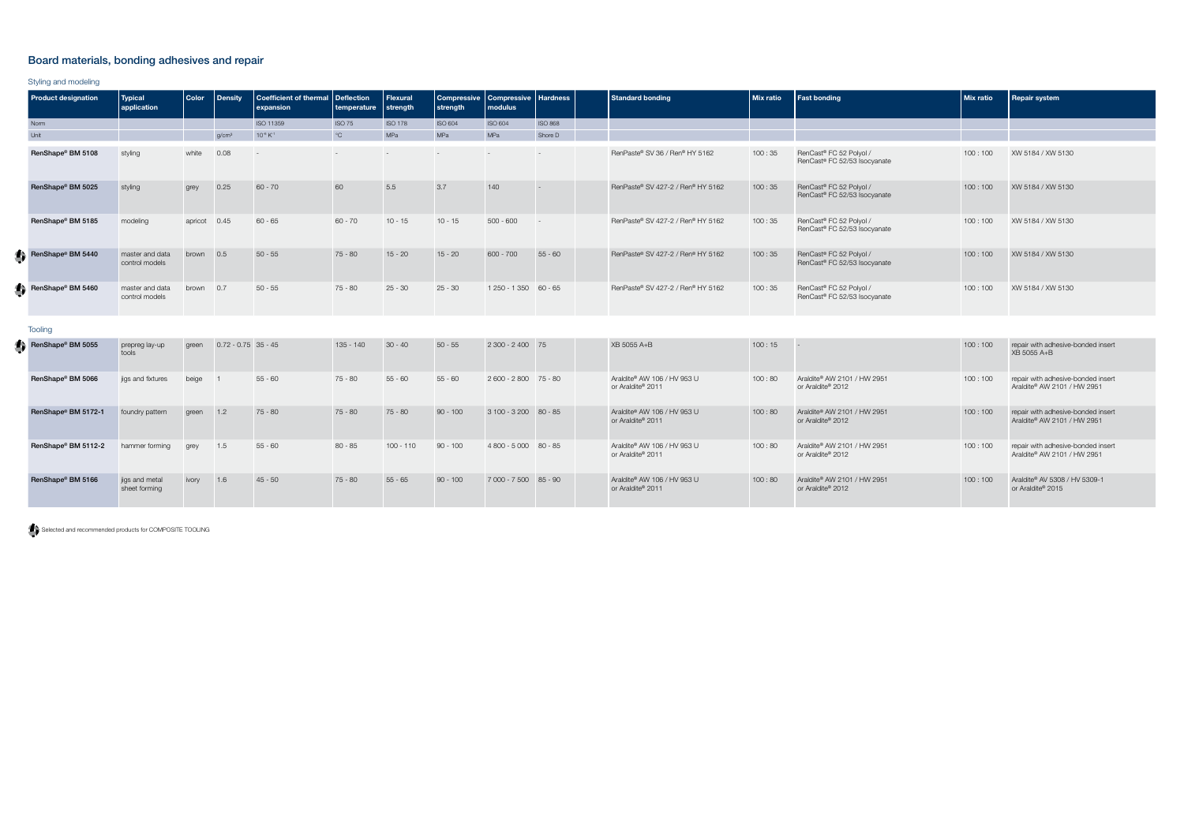## Board materials, bonding adhesives and repair

### Styling and modeling

| Product designation | Typical application | Color | Density | Coefficient of thermal expansion | Deflection temperature | Flexural strength | Compressive strength | Compressive modulus | Hardness | Standard bonding | Mix ratio | Fast bonding | Mix ratio | Repair system |
|---|---|---|---|---|---|---|---|---|---|---|---|---|---|---|
| Norm | | | | ISO 11359 | ISO 75 | ISO 178 | ISO 604 | ISO 604 | ISO 868 | | | | | |
| Unit | | | g/cm³ | $10^{-6}$ K$^{-1}$ | °C | MPa | MPa | MPa | Shore D | | | | | |
| RenShape® BM 5108 | styling | white | 0.08 | - | - | - | - | - | - | RenPaste® SV 36 / Ren® HY 5162 | 100 : 35 | RenCast® FC 52 Polyol / RenCast® FC 52/53 Isocyanate | 100 : 100 | XW 5184 / XW 5130 |
| RenShape® BM 5025 | styling | grey | 0.25 | 60 - 70 | 60 | 5.5 | 3.7 | 140 | - | RenPaste® SV 427-2 / Ren® HY 5162 | 100 : 35 | RenCast® FC 52 Polyol / RenCast® FC 52/53 Isocyanate | 100 : 100 | XW 5184 / XW 5130 |
| RenShape® BM 5185 | modeling | apricot | 0.45 | 60 - 65 | 60 - 70 | 10 - 15 | 10 - 15 | 500 - 600 | - | RenPaste® SV 427-2 / Ren® HY 5162 | 100 : 35 | RenCast® FC 52 Polyol / RenCast® FC 52/53 Isocyanate | 100 : 100 | XW 5184 / XW 5130 |
| RenShape® BM 5440 | master and data control models | brown | 0.5 | 50 - 55 | 75 - 80 | 15 - 20 | 15 - 20 | 600 - 700 | 55 - 60 | RenPaste® SV 427-2 / Ren® HY 5162 | 100 : 35 | RenCast® FC 52 Polyol / RenCast® FC 52/53 Isocyanate | 100 : 100 | XW 5184 / XW 5130 |
| RenShape® BM 5460 | master and data control models | brown | 0.7 | 50 - 55 | 75 - 80 | 25 - 30 | 25 - 30 | 1 250 - 1 350 | 60 - 65 | RenPaste® SV 427-2 / Ren® HY 5162 | 100 : 35 | RenCast® FC 52 Polyol / RenCast® FC 52/53 Isocyanate | 100 : 100 | XW 5184 / XW 5130 |

### Tooling

| Product designation | Typical application | Color | Density | Coefficient of thermal expansion | Deflection temperature | Flexural strength | Compressive strength | Compressive modulus | Hardness | Standard bonding | Mix ratio | Fast bonding | Mix ratio | Repair system |
|---|---|---|---|---|---|---|---|---|---|---|---|---|---|---|
| RenShape® BM 5055 | prepreg lay-up tools | green | 0.72 - 0.75 | 35 - 45 | 135 - 140 | 30 - 40 | 50 - 55 | 2 300 - 2 400 | 75 | XB 5055 A+B | 100 : 15 | - | 100 : 100 | repair with adhesive-bonded insert XB 5055 A+B |
| RenShape® BM 5066 | jigs and fixtures | beige | 1 | 55 - 60 | 75 - 80 | 55 - 60 | 55 - 60 | 2 600 - 2 800 | 75 - 80 | Araldite® AW 106 / HV 953 U or Araldite® 2011 | 100 : 80 | Araldite® AW 2101 / HW 2951 or Araldite® 2012 | 100 : 100 | repair with adhesive-bonded insert Araldite® AW 2101 / HW 2951 |
| RenShape® BM 5172-1 | foundry pattern | green | 1.2 | 75 - 80 | 75 - 80 | 75 - 80 | 90 - 100 | 3 100 - 3 200 | 80 - 85 | Araldite® AW 106 / HV 953 U or Araldite® 2011 | 100 : 80 | Araldite® AW 2101 / HW 2951 or Araldite® 2012 | 100 : 100 | repair with adhesive-bonded insert Araldite® AW 2101 / HW 2951 |
| RenShape® BM 5112-2 | hammer forming | grey | 1.5 | 55 - 60 | 80 - 85 | 100 - 110 | 90 - 100 | 4 800 - 5 000 | 80 - 85 | Araldite® AW 106 / HV 953 U or Araldite® 2011 | 100 : 80 | Araldite® AW 2101 / HW 2951 or Araldite® 2012 | 100 : 100 | repair with adhesive-bonded insert Araldite® AW 2101 / HW 2951 |
| RenShape® BM 5166 | jigs and metal sheet forming | ivory | 1.6 | 45 - 50 | 75 - 80 | 55 - 65 | 90 - 100 | 7 000 - 7 500 | 85 - 90 | Araldite® AW 106 / HV 953 U or Araldite® 2011 | 100 : 80 | Araldite® AW 2101 / HW 2951 or Araldite® 2012 | 100 : 100 | Araldite® AV 5308 / HV 5309-1 or Araldite® 2015 |

Selected and recommended products for COMPOSITE TOOLING: RenShape® BM 5440, RenShape® BM 5460, RenShape® BM 5055.